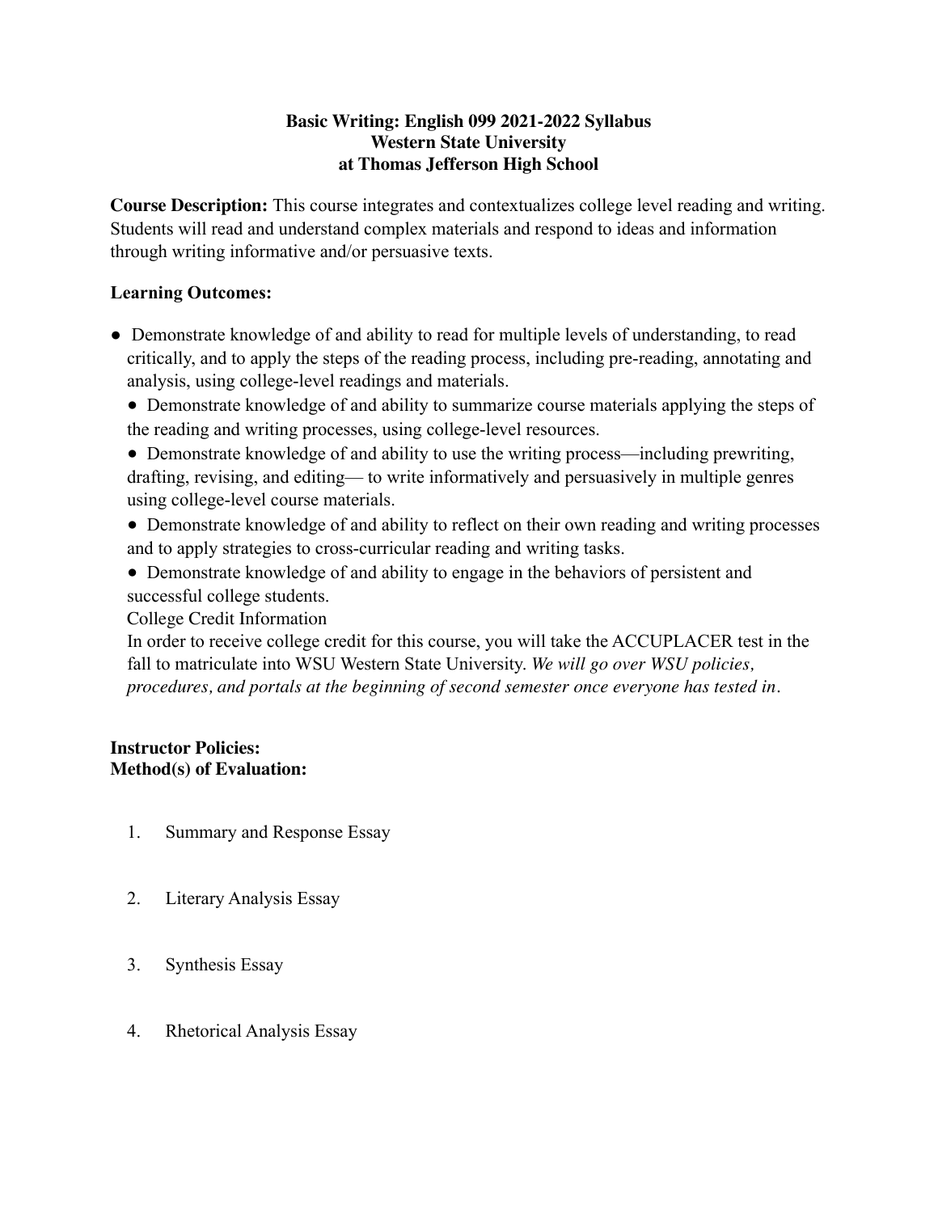**Basic Writing: English 099 2021-2022 Syllabus**
**Western State University**
**at Thomas Jefferson High School**

**Course Description:** This course integrates and contextualizes college level reading and writing. Students will read and understand complex materials and respond to ideas and information through writing informative and/or persuasive texts.

**Learning Outcomes:**

- Demonstrate knowledge of and ability to read for multiple levels of understanding, to read critically, and to apply the steps of the reading process, including pre-reading, annotating and analysis, using college-level readings and materials.
- Demonstrate knowledge of and ability to summarize course materials applying the steps of the reading and writing processes, using college-level resources.
- Demonstrate knowledge of and ability to use the writing process—including prewriting, drafting, revising, and editing— to write informatively and persuasively in multiple genres using college-level course materials.
- Demonstrate knowledge of and ability to reflect on their own reading and writing processes and to apply strategies to cross-curricular reading and writing tasks.
- Demonstrate knowledge of and ability to engage in the behaviors of persistent and successful college students.

College Credit Information

In order to receive college credit for this course, you will take the ACCUPLACER test in the fall to matriculate into WSU Western State University. *We will go over WSU policies, procedures, and portals at the beginning of second semester once everyone has tested in*.

**Instructor Policies:**
**Method(s) of Evaluation:**

1. Summary and Response Essay
2. Literary Analysis Essay
3. Synthesis Essay
4. Rhetorical Analysis Essay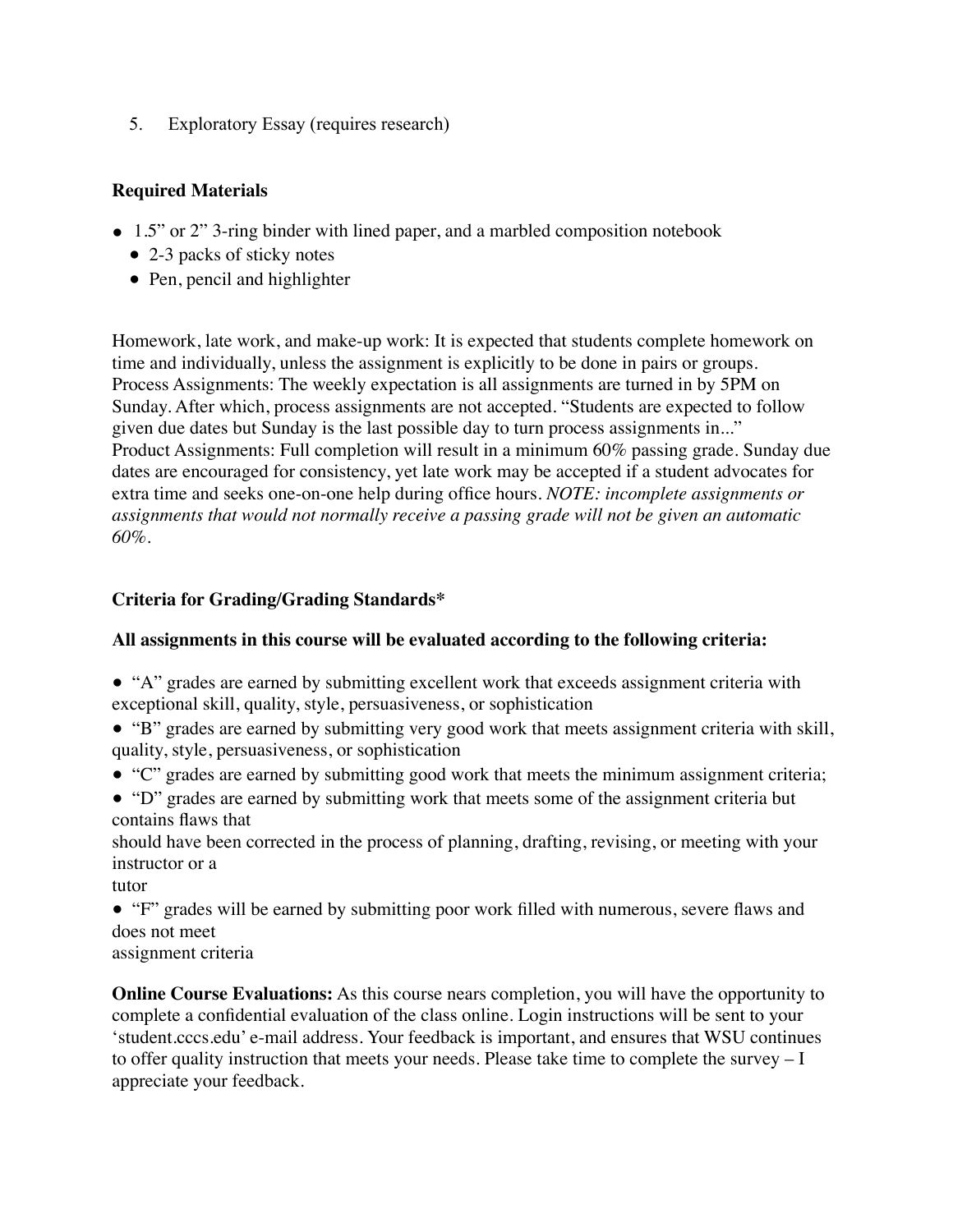5. Exploratory Essay (requires research)

**Required Materials**

- 1.5" or 2" 3-ring binder with lined paper, and a marbled composition notebook
  - 2-3 packs of sticky notes
  - Pen, pencil and highlighter

Homework, late work, and make-up work: It is expected that students complete homework on time and individually, unless the assignment is explicitly to be done in pairs or groups.
Process Assignments: The weekly expectation is all assignments are turned in by 5PM on Sunday. After which, process assignments are not accepted. "Students are expected to follow given due dates but Sunday is the last possible day to turn process assignments in..."
Product Assignments: Full completion will result in a minimum 60% passing grade. Sunday due dates are encouraged for consistency, yet late work may be accepted if a student advocates for extra time and seeks one-on-one help during office hours. *NOTE: incomplete assignments or assignments that would not normally receive a passing grade will not be given an automatic 60%.*

**Criteria for Grading/Grading Standards***

**All assignments in this course will be evaluated according to the following criteria:**

- "A" grades are earned by submitting excellent work that exceeds assignment criteria with exceptional skill, quality, style, persuasiveness, or sophistication
- "B" grades are earned by submitting very good work that meets assignment criteria with skill, quality, style, persuasiveness, or sophistication
- "C" grades are earned by submitting good work that meets the minimum assignment criteria;
- "D" grades are earned by submitting work that meets some of the assignment criteria but contains flaws that should have been corrected in the process of planning, drafting, revising, or meeting with your instructor or a tutor
- "F" grades will be earned by submitting poor work filled with numerous, severe flaws and does not meet assignment criteria

**Online Course Evaluations:** As this course nears completion, you will have the opportunity to complete a confidential evaluation of the class online. Login instructions will be sent to your 'student.cccs.edu' e-mail address. Your feedback is important, and ensures that WSU continues to offer quality instruction that meets your needs. Please take time to complete the survey – I appreciate your feedback.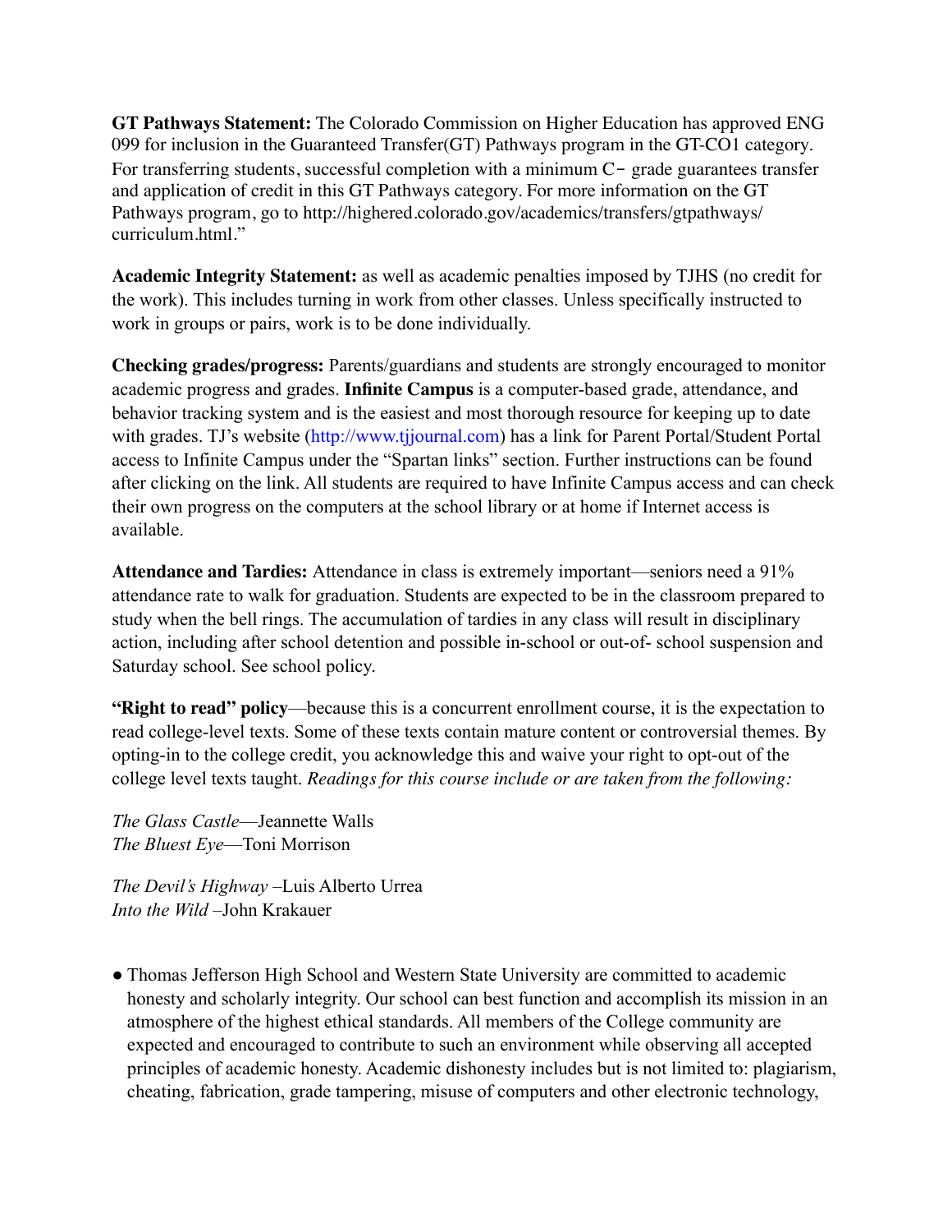**GT Pathways Statement:** The Colorado Commission on Higher Education has approved ENG 099 for inclusion in the Guaranteed Transfer(GT) Pathways program in the GT-CO1 category. For transferring students, successful completion with a minimum C- grade guarantees transfer and application of credit in this GT Pathways category. For more information on the GT Pathways program, go to http://highered.colorado.gov/academics/transfers/gtpathways/curriculum.html."

**Academic Integrity Statement:** as well as academic penalties imposed by TJHS (no credit for the work). This includes turning in work from other classes. Unless specifically instructed to work in groups or pairs, work is to be done individually.

**Checking grades/progress:** Parents/guardians and students are strongly encouraged to monitor academic progress and grades. **Infinite Campus** is a computer-based grade, attendance, and behavior tracking system and is the easiest and most thorough resource for keeping up to date with grades. TJ's website (http://www.tjjournal.com) has a link for Parent Portal/Student Portal access to Infinite Campus under the "Spartan links" section. Further instructions can be found after clicking on the link. All students are required to have Infinite Campus access and can check their own progress on the computers at the school library or at home if Internet access is available.

**Attendance and Tardies:** Attendance in class is extremely important—seniors need a 91% attendance rate to walk for graduation. Students are expected to be in the classroom prepared to study when the bell rings. The accumulation of tardies in any class will result in disciplinary action, including after school detention and possible in-school or out-of- school suspension and Saturday school. See school policy.

**"Right to read" policy**—because this is a concurrent enrollment course, it is the expectation to read college-level texts. Some of these texts contain mature content or controversial themes. By opting-in to the college credit, you acknowledge this and waive your right to opt-out of the college level texts taught. *Readings for this course include or are taken from the following:*

*The Glass Castle*—Jeannette Walls
*The Bluest Eye*—Toni Morrison

*The Devil's Highway* –Luis Alberto Urrea
*Into the Wild* –John Krakauer

- Thomas Jefferson High School and Western State University are committed to academic honesty and scholarly integrity. Our school can best function and accomplish its mission in an atmosphere of the highest ethical standards. All members of the College community are expected and encouraged to contribute to such an environment while observing all accepted principles of academic honesty. Academic dishonesty includes but is not limited to: plagiarism, cheating, fabrication, grade tampering, misuse of computers and other electronic technology,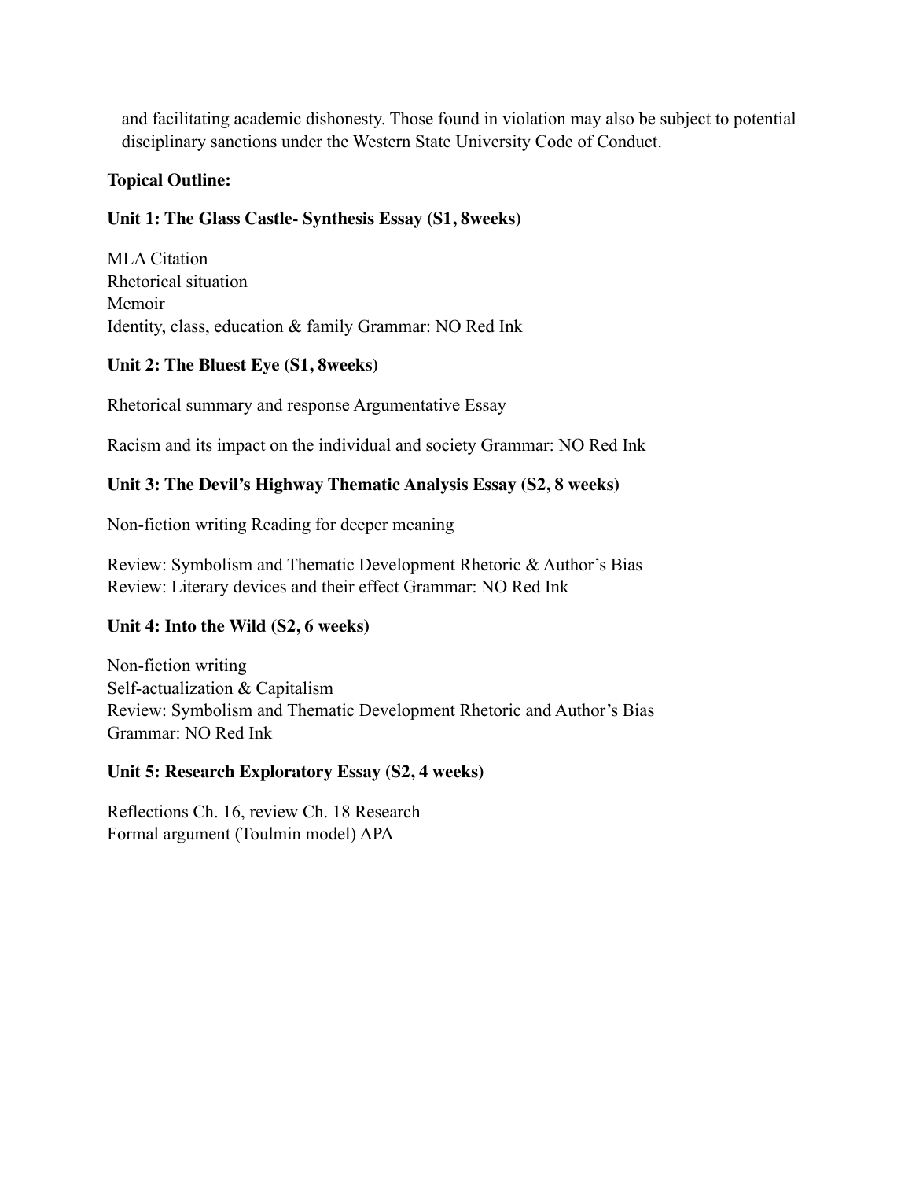and facilitating academic dishonesty. Those found in violation may also be subject to potential disciplinary sanctions under the Western State University Code of Conduct.

**Topical Outline:**

**Unit 1: The Glass Castle- Synthesis Essay (S1, 8weeks)**

MLA Citation
Rhetorical situation
Memoir
Identity, class, education & family Grammar: NO Red Ink

**Unit 2: The Bluest Eye (S1, 8weeks)**

Rhetorical summary and response Argumentative Essay

Racism and its impact on the individual and society Grammar: NO Red Ink

**Unit 3: The Devil's Highway Thematic Analysis Essay (S2, 8 weeks)**

Non-fiction writing Reading for deeper meaning

Review: Symbolism and Thematic Development Rhetoric & Author's Bias
Review: Literary devices and their effect Grammar: NO Red Ink

**Unit 4: Into the Wild (S2, 6 weeks)**

Non-fiction writing
Self-actualization & Capitalism
Review: Symbolism and Thematic Development Rhetoric and Author's Bias
Grammar: NO Red Ink

**Unit 5: Research Exploratory Essay (S2, 4 weeks)**

Reflections Ch. 16, review Ch. 18 Research
Formal argument (Toulmin model) APA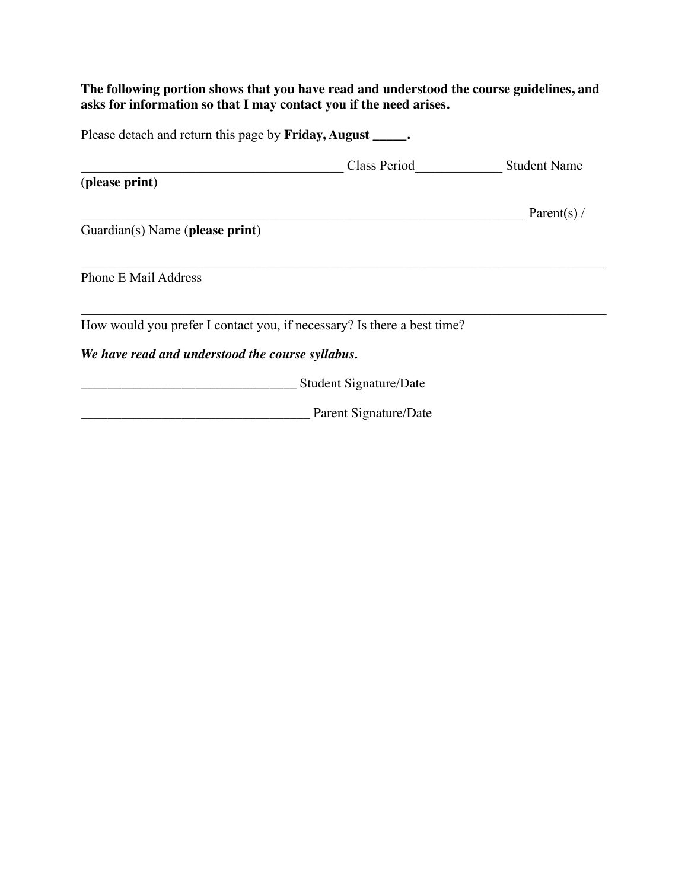**The following portion shows that you have read and understood the course guidelines, and asks for information so that I may contact you if the need arises.**

Please detach and return this page by **Friday, August _____.**

________________________________________ Class Period_____________ Student Name (**please print**)

____________________________________________________________________ Parent(s) / Guardian(s) Name (**please print**)

________________________________________________________________________________

Phone E Mail Address

________________________________________________________________________________

How would you prefer I contact you, if necessary? Is there a best time?

***We have read and understood the course syllabus.***

_________________________________ Student Signature/Date

___________________________________ Parent Signature/Date